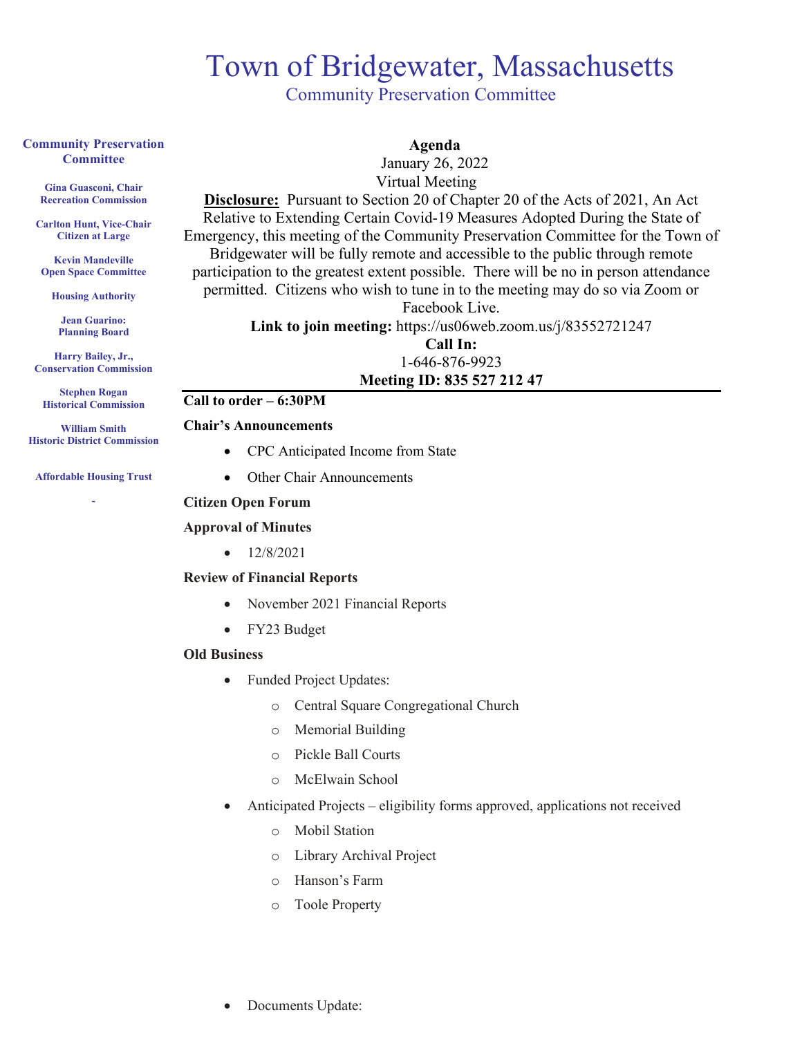# Town of Bridgewater, Massachusetts

## Community Preservation Committee

**Community Preservation Committee**

**Gina Guasconi, Chair**
**Recreation Commission**

**Carlton Hunt, Vice-Chair**
**Citizen at Large**

**Kevin Mandeville**
**Open Space Committee**

**Housing Authority**

**Jean Guarino:**
**Planning Board**

**Harry Bailey, Jr.,**
**Conservation Commission**

**Stephen Rogan**
**Historical Commission**

**William Smith**
**Historic District Commission**

**Affordable Housing Trust**

-

**Agenda**

January 26, 2022

Virtual Meeting

**Disclosure:** Pursuant to Section 20 of Chapter 20 of the Acts of 2021, An Act Relative to Extending Certain Covid-19 Measures Adopted During the State of Emergency, this meeting of the Community Preservation Committee for the Town of Bridgewater will be fully remote and accessible to the public through remote participation to the greatest extent possible. There will be no in person attendance permitted. Citizens who wish to tune in to the meeting may do so via Zoom or Facebook Live.

**Link to join meeting:** https://us06web.zoom.us/j/83552721247

**Call In:**

1-646-876-9923

**Meeting ID: 835 527 212 47**

---

**Call to order – 6:30PM**

**Chair's Announcements**

- CPC Anticipated Income from State
- Other Chair Announcements

**Citizen Open Forum**

**Approval of Minutes**

- 12/8/2021

**Review of Financial Reports**

- November 2021 Financial Reports
- FY23 Budget

**Old Business**

- Funded Project Updates:
  - Central Square Congregational Church
  - Memorial Building
  - Pickle Ball Courts
  - McElwain School
- Anticipated Projects – eligibility forms approved, applications not received
  - Mobil Station
  - Library Archival Project
  - Hanson's Farm
  - Toole Property

- Documents Update: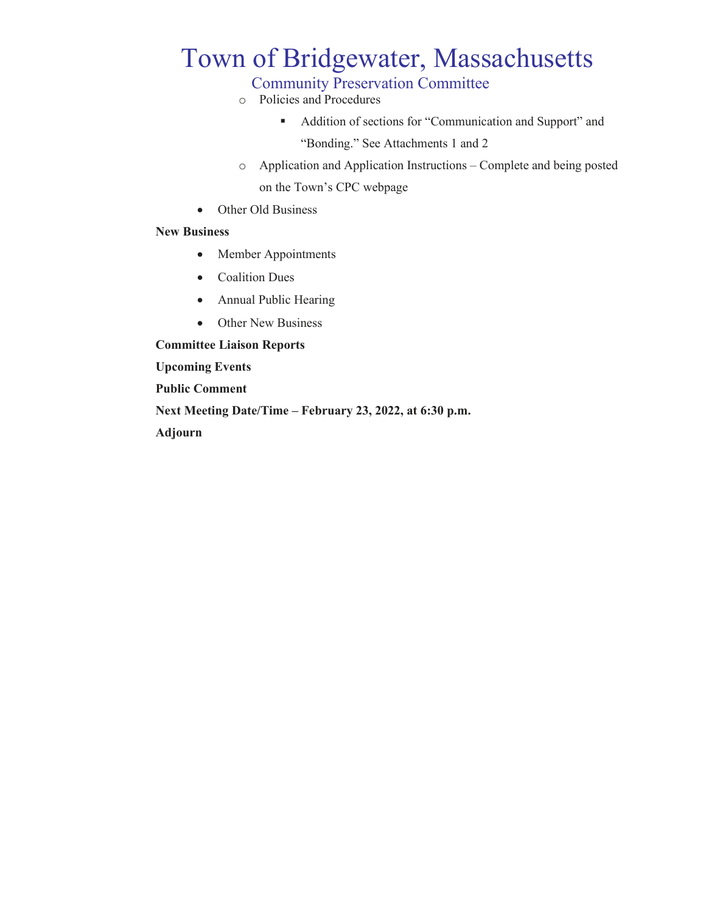- Policies and Procedures
  - Addition of sections for "Communication and Support" and "Bonding." See Attachments 1 and 2
- Application and Application Instructions – Complete and being posted on the Town's CPC webpage

- Other Old Business

**New Business**

- Member Appointments
- Coalition Dues
- Annual Public Hearing
- Other New Business

**Committee Liaison Reports**

**Upcoming Events**

**Public Comment**

**Next Meeting Date/Time – February 23, 2022, at 6:30 p.m.**

**Adjourn**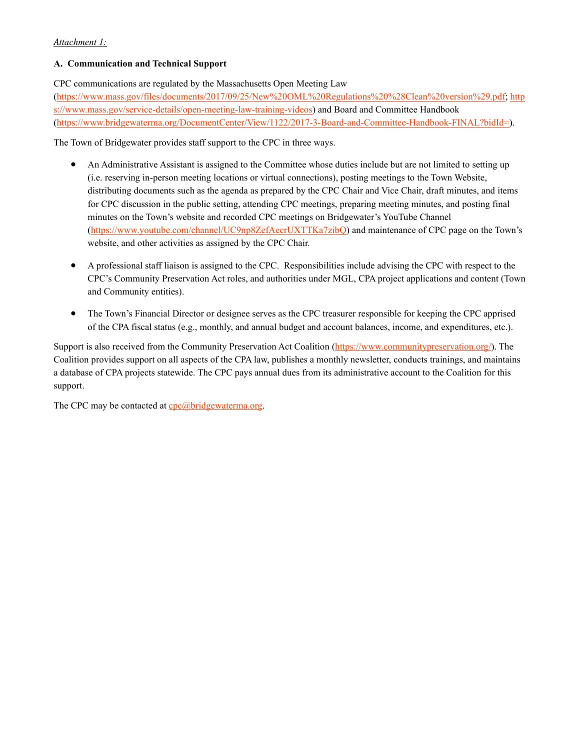*Attachment 1:*

**A. Communication and Technical Support**

CPC communications are regulated by the Massachusetts Open Meeting Law (https://www.mass.gov/files/documents/2017/09/25/New%20OML%20Regulations%20%28Clean%20version%29.pdf; https://www.mass.gov/service-details/open-meeting-law-training-videos) and Board and Committee Handbook (https://www.bridgewaterma.org/DocumentCenter/View/1122/2017-3-Board-and-Committee-Handbook-FINAL?bidId=).

The Town of Bridgewater provides staff support to the CPC in three ways.

- An Administrative Assistant is assigned to the Committee whose duties include but are not limited to setting up (i.e. reserving in-person meeting locations or virtual connections), posting meetings to the Town Website, distributing documents such as the agenda as prepared by the CPC Chair and Vice Chair, draft minutes, and items for CPC discussion in the public setting, attending CPC meetings, preparing meeting minutes, and posting final minutes on the Town's website and recorded CPC meetings on Bridgewater's YouTube Channel (https://www.youtube.com/channel/UC9np8ZefAecrUXTTKa7zibQ) and maintenance of CPC page on the Town's website, and other activities as assigned by the CPC Chair.

- A professional staff liaison is assigned to the CPC. Responsibilities include advising the CPC with respect to the CPC's Community Preservation Act roles, and authorities under MGL, CPA project applications and content (Town and Community entities).

- The Town's Financial Director or designee serves as the CPC treasurer responsible for keeping the CPC apprised of the CPA fiscal status (e.g., monthly, and annual budget and account balances, income, and expenditures, etc.).

Support is also received from the Community Preservation Act Coalition (https://www.communitypreservation.org/). The Coalition provides support on all aspects of the CPA law, publishes a monthly newsletter, conducts trainings, and maintains a database of CPA projects statewide. The CPC pays annual dues from its administrative account to the Coalition for this support.

The CPC may be contacted at cpc@bridgewaterma.org.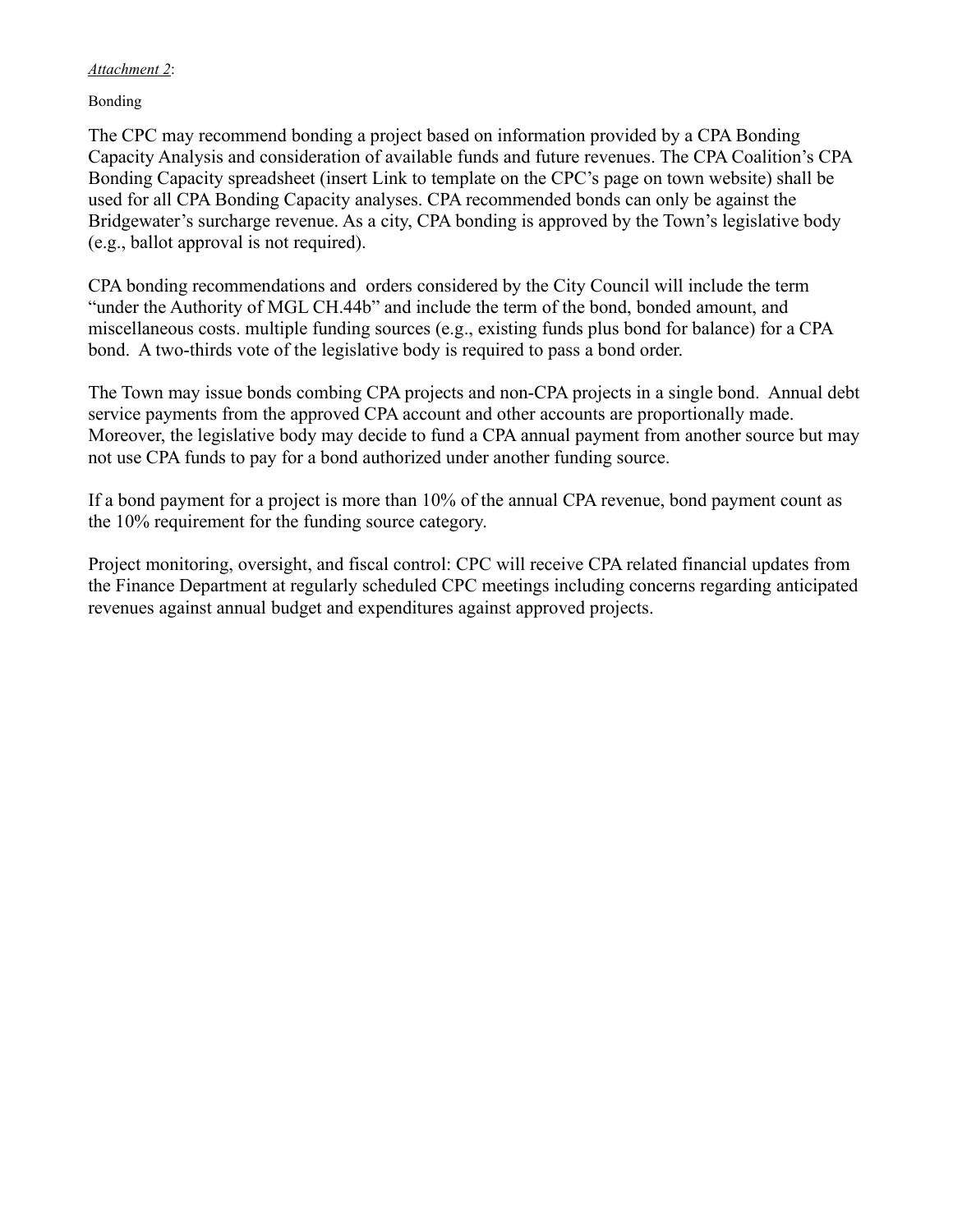*Attachment 2*:

Bonding

The CPC may recommend bonding a project based on information provided by a CPA Bonding Capacity Analysis and consideration of available funds and future revenues. The CPA Coalition's CPA Bonding Capacity spreadsheet (insert Link to template on the CPC's page on town website) shall be used for all CPA Bonding Capacity analyses. CPA recommended bonds can only be against the Bridgewater's surcharge revenue. As a city, CPA bonding is approved by the Town's legislative body (e.g., ballot approval is not required).

CPA bonding recommendations and orders considered by the City Council will include the term "under the Authority of MGL CH.44b" and include the term of the bond, bonded amount, and miscellaneous costs. multiple funding sources (e.g., existing funds plus bond for balance) for a CPA bond. A two-thirds vote of the legislative body is required to pass a bond order.

The Town may issue bonds combing CPA projects and non-CPA projects in a single bond. Annual debt service payments from the approved CPA account and other accounts are proportionally made. Moreover, the legislative body may decide to fund a CPA annual payment from another source but may not use CPA funds to pay for a bond authorized under another funding source.

If a bond payment for a project is more than 10% of the annual CPA revenue, bond payment count as the 10% requirement for the funding source category.

Project monitoring, oversight, and fiscal control: CPC will receive CPA related financial updates from the Finance Department at regularly scheduled CPC meetings including concerns regarding anticipated revenues against annual budget and expenditures against approved projects.